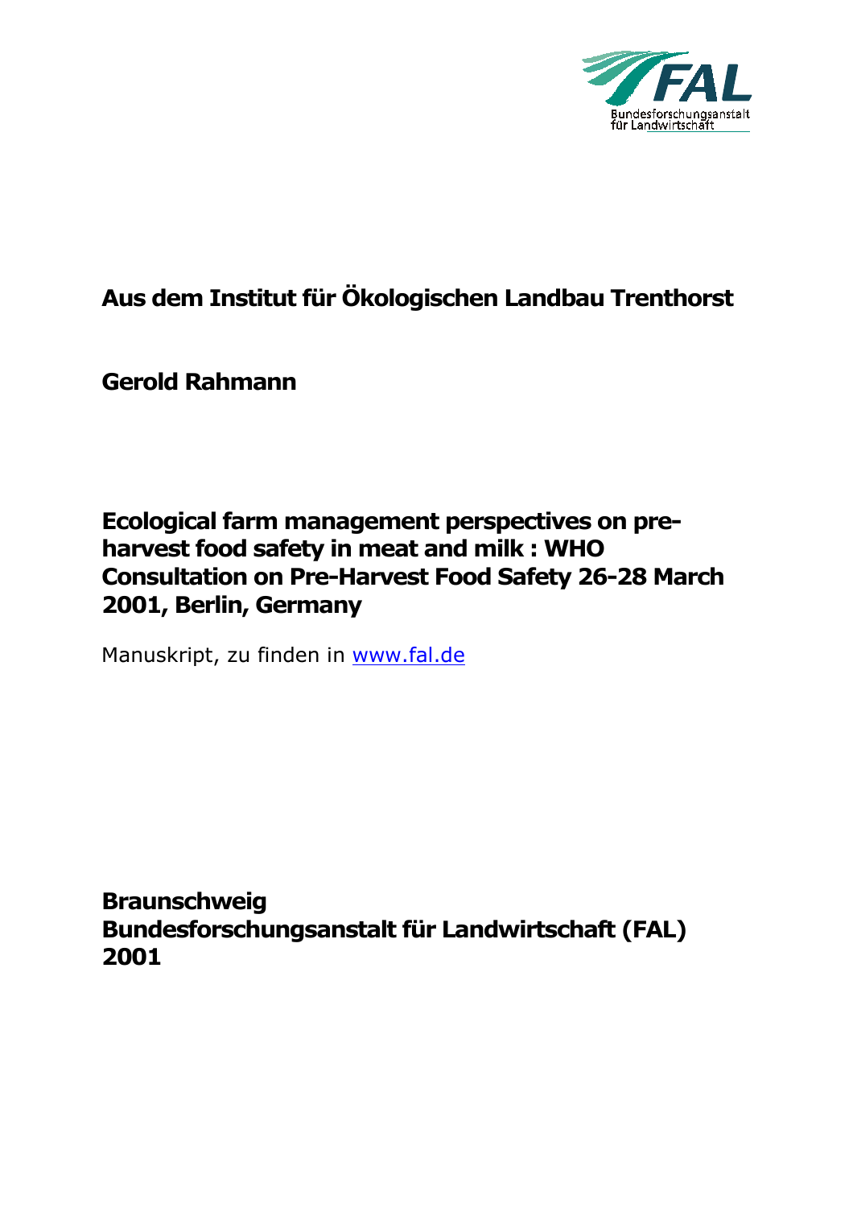FAL
Bundesforschungsanstalt für Landwirtschaft

**Aus dem Institut für Ökologischen Landbau Trenthorst**

**Gerold Rahmann**

**Ecological farm management perspectives on pre-harvest food safety in meat and milk : WHO Consultation on Pre-Harvest Food Safety 26-28 March 2001, Berlin, Germany**

Manuskript, zu finden in [www.fal.de](http://www.fal.de)

**Braunschweig**
**Bundesforschungsanstalt für Landwirtschaft (FAL)**
**2001**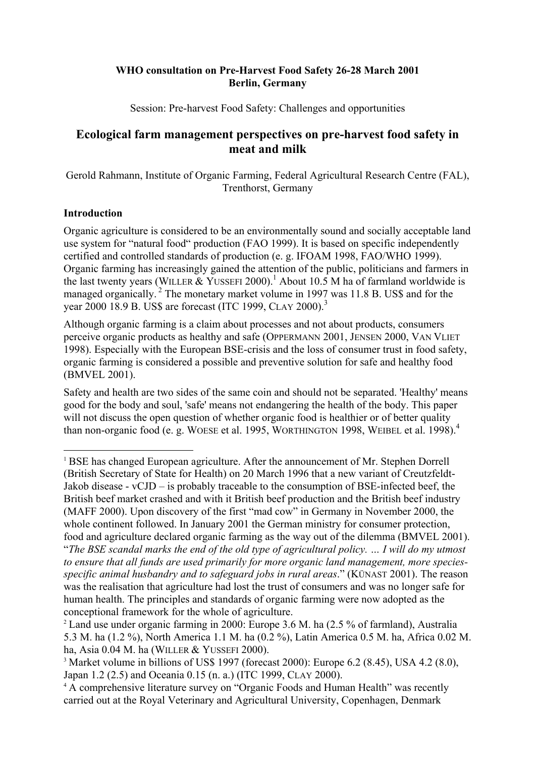**WHO consultation on Pre-Harvest Food Safety 26-28 March 2001**
**Berlin, Germany**

Session: Pre-harvest Food Safety: Challenges and opportunities

# Ecological farm management perspectives on pre-harvest food safety in meat and milk

Gerold Rahmann, Institute of Organic Farming, Federal Agricultural Research Centre (FAL), Trenthorst, Germany

## Introduction

Organic agriculture is considered to be an environmentally sound and socially acceptable land use system for "natural food" production (FAO 1999). It is based on specific independently certified and controlled standards of production (e. g. IFOAM 1998, FAO/WHO 1999). Organic farming has increasingly gained the attention of the public, politicians and farmers in the last twenty years (WILLER & YUSSEFI 2000).[1] About 10.5 M ha of farmland worldwide is managed organically.[2] The monetary market volume in 1997 was 11.8 B. US$ and for the year 2000 18.9 B. US$ are forecast (ITC 1999, CLAY 2000).[3]

Although organic farming is a claim about processes and not about products, consumers perceive organic products as healthy and safe (OPPERMANN 2001, JENSEN 2000, VAN VLIET 1998). Especially with the European BSE-crisis and the loss of consumer trust in food safety, organic farming is considered a possible and preventive solution for safe and healthy food (BMVEL 2001).

Safety and health are two sides of the same coin and should not be separated. 'Healthy' means good for the body and soul, 'safe' means not endangering the health of the body. This paper will not discuss the open question of whether organic food is healthier or of better quality than non-organic food (e. g. WOESE et al. 1995, WORTHINGTON 1998, WEIBEL et al. 1998).[4]

---

[1] BSE has changed European agriculture. After the announcement of Mr. Stephen Dorrell (British Secretary of State for Health) on 20 March 1996 that a new variant of Creutzfeldt-Jakob disease - vCJD – is probably traceable to the consumption of BSE-infected beef, the British beef market crashed and with it British beef production and the British beef industry (MAFF 2000). Upon discovery of the first "mad cow" in Germany in November 2000, the whole continent followed. In January 2001 the German ministry for consumer protection, food and agriculture declared organic farming as the way out of the dilemma (BMVEL 2001). "*The BSE scandal marks the end of the old type of agricultural policy. … I will do my utmost to ensure that all funds are used primarily for more organic land management, more species-specific animal husbandry and to safeguard jobs in rural areas*." (KÜNAST 2001). The reason was the realisation that agriculture had lost the trust of consumers and was no longer safe for human health. The principles and standards of organic farming were now adopted as the conceptional framework for the whole of agriculture.

[2] Land use under organic farming in 2000: Europe 3.6 M. ha (2.5 % of farmland), Australia 5.3 M. ha (1.2 %), North America 1.1 M. ha (0.2 %), Latin America 0.5 M. ha, Africa 0.02 M. ha, Asia 0.04 M. ha (WILLER & YUSSEFI 2000).

[3] Market volume in billions of US$ 1997 (forecast 2000): Europe 6.2 (8.45), USA 4.2 (8.0), Japan 1.2 (2.5) and Oceania 0.15 (n. a.) (ITC 1999, CLAY 2000).

[4] A comprehensive literature survey on "Organic Foods and Human Health" was recently carried out at the Royal Veterinary and Agricultural University, Copenhagen, Denmark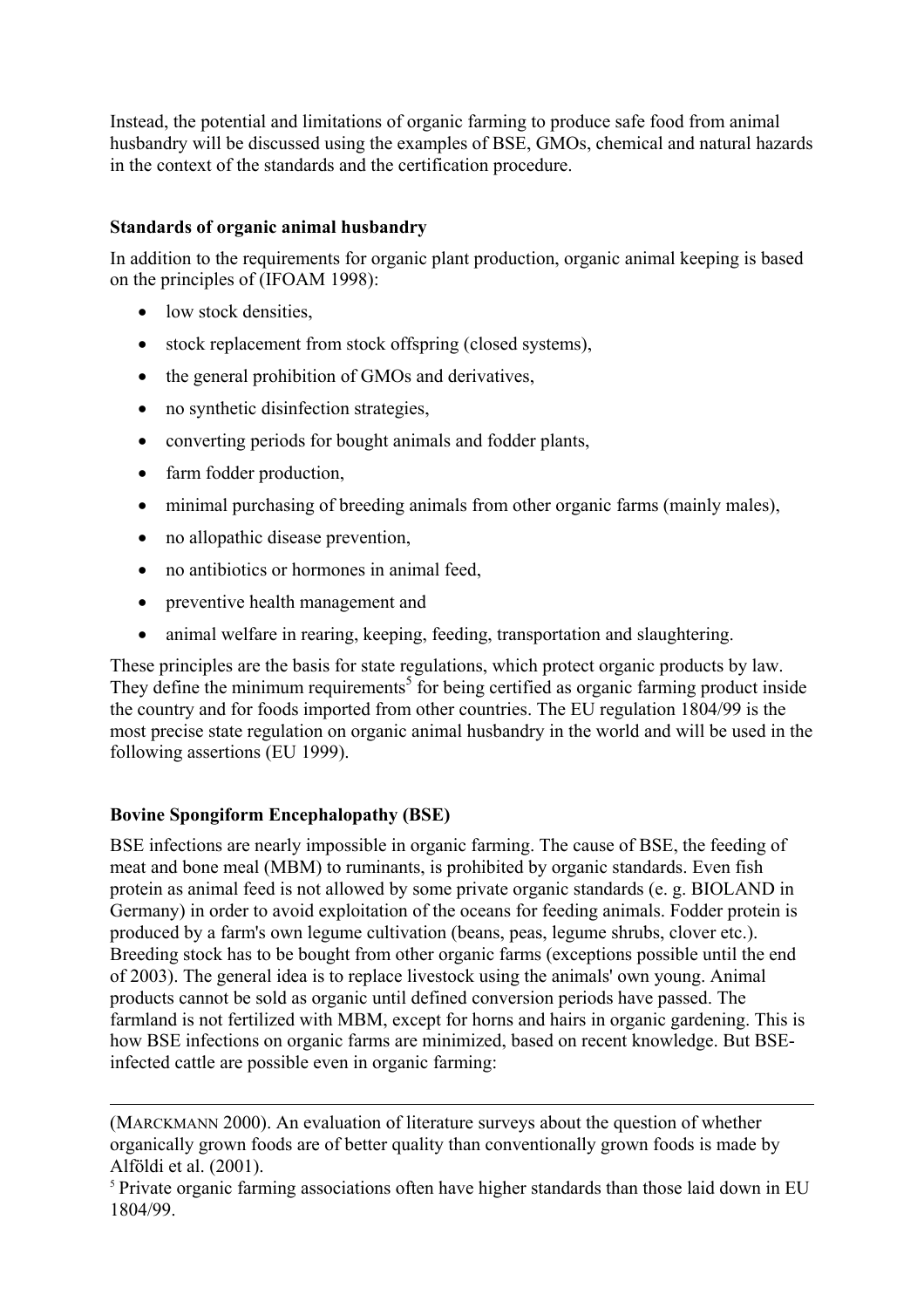Instead, the potential and limitations of organic farming to produce safe food from animal husbandry will be discussed using the examples of BSE, GMOs, chemical and natural hazards in the context of the standards and the certification procedure.

**Standards of organic animal husbandry**

In addition to the requirements for organic plant production, organic animal keeping is based on the principles of (IFOAM 1998):

- low stock densities,
- stock replacement from stock offspring (closed systems),
- the general prohibition of GMOs and derivatives,
- no synthetic disinfection strategies,
- converting periods for bought animals and fodder plants,
- farm fodder production,
- minimal purchasing of breeding animals from other organic farms (mainly males),
- no allopathic disease prevention,
- no antibiotics or hormones in animal feed,
- preventive health management and
- animal welfare in rearing, keeping, feeding, transportation and slaughtering.

These principles are the basis for state regulations, which protect organic products by law. They define the minimum requirements[5] for being certified as organic farming product inside the country and for foods imported from other countries. The EU regulation 1804/99 is the most precise state regulation on organic animal husbandry in the world and will be used in the following assertions (EU 1999).

**Bovine Spongiform Encephalopathy (BSE)**

BSE infections are nearly impossible in organic farming. The cause of BSE, the feeding of meat and bone meal (MBM) to ruminants, is prohibited by organic standards. Even fish protein as animal feed is not allowed by some private organic standards (e. g. BIOLAND in Germany) in order to avoid exploitation of the oceans for feeding animals. Fodder protein is produced by a farm's own legume cultivation (beans, peas, legume shrubs, clover etc.). Breeding stock has to be bought from other organic farms (exceptions possible until the end of 2003). The general idea is to replace livestock using the animals' own young. Animal products cannot be sold as organic until defined conversion periods have passed. The farmland is not fertilized with MBM, except for horns and hairs in organic gardening. This is how BSE infections on organic farms are minimized, based on recent knowledge. But BSE-infected cattle are possible even in organic farming:

---

(MARCKMANN 2000). An evaluation of literature surveys about the question of whether organically grown foods are of better quality than conventionally grown foods is made by Alföldi et al. (2001).

[5] Private organic farming associations often have higher standards than those laid down in EU 1804/99.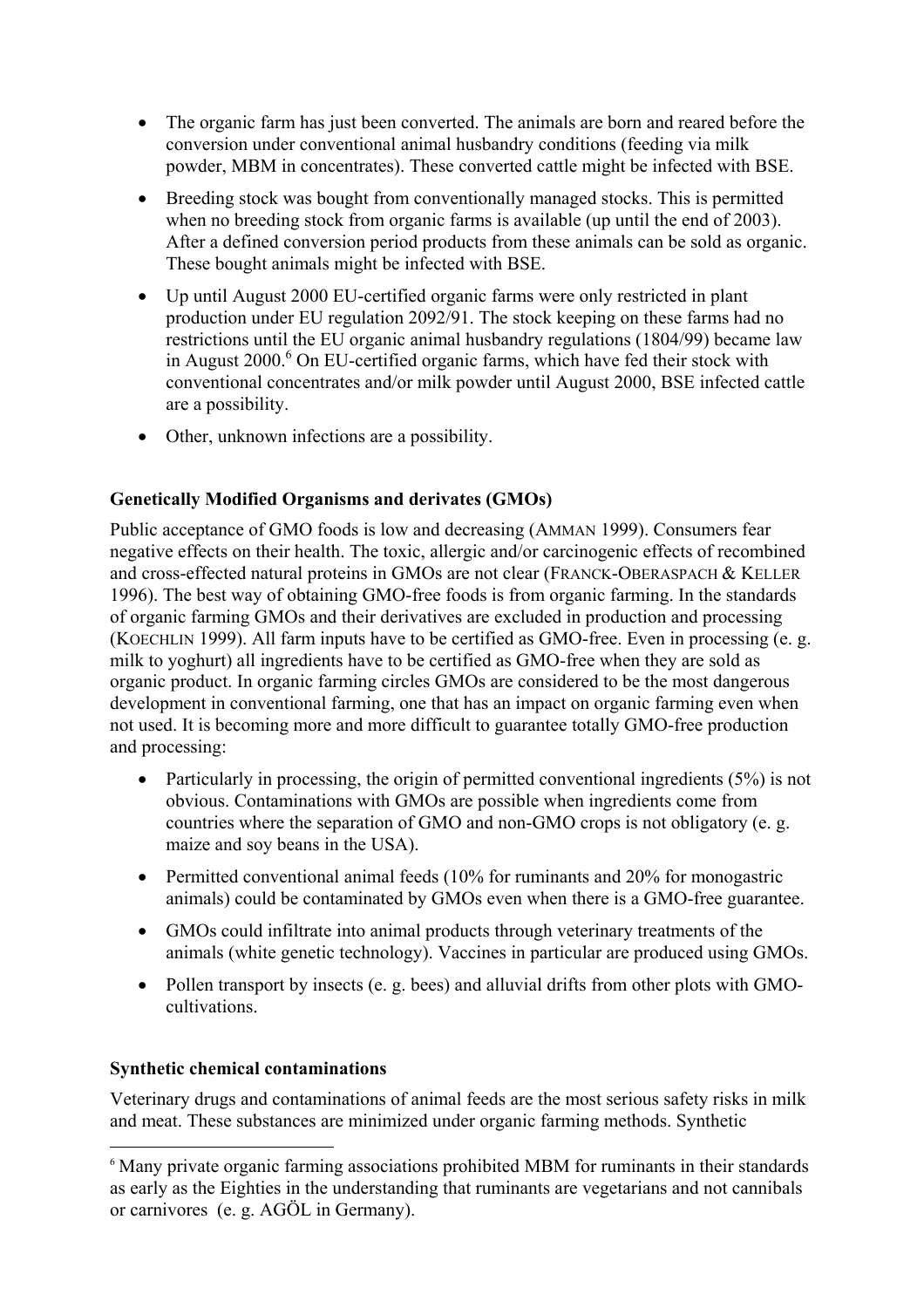- The organic farm has just been converted. The animals are born and reared before the conversion under conventional animal husbandry conditions (feeding via milk powder, MBM in concentrates). These converted cattle might be infected with BSE.
- Breeding stock was bought from conventionally managed stocks. This is permitted when no breeding stock from organic farms is available (up until the end of 2003). After a defined conversion period products from these animals can be sold as organic. These bought animals might be infected with BSE.
- Up until August 2000 EU-certified organic farms were only restricted in plant production under EU regulation 2092/91. The stock keeping on these farms had no restrictions until the EU organic animal husbandry regulations (1804/99) became law in August 2000.[6] On EU-certified organic farms, which have fed their stock with conventional concentrates and/or milk powder until August 2000, BSE infected cattle are a possibility.
- Other, unknown infections are a possibility.

**Genetically Modified Organisms and derivates (GMOs)**

Public acceptance of GMO foods is low and decreasing (AMMAN 1999). Consumers fear negative effects on their health. The toxic, allergic and/or carcinogenic effects of recombined and cross-effected natural proteins in GMOs are not clear (FRANCK-OBERASPACH & KELLER 1996). The best way of obtaining GMO-free foods is from organic farming. In the standards of organic farming GMOs and their derivatives are excluded in production and processing (KOECHLIN 1999). All farm inputs have to be certified as GMO-free. Even in processing (e. g. milk to yoghurt) all ingredients have to be certified as GMO-free when they are sold as organic product. In organic farming circles GMOs are considered to be the most dangerous development in conventional farming, one that has an impact on organic farming even when not used. It is becoming more and more difficult to guarantee totally GMO-free production and processing:

- Particularly in processing, the origin of permitted conventional ingredients (5%) is not obvious. Contaminations with GMOs are possible when ingredients come from countries where the separation of GMO and non-GMO crops is not obligatory (e. g. maize and soy beans in the USA).
- Permitted conventional animal feeds (10% for ruminants and 20% for monogastric animals) could be contaminated by GMOs even when there is a GMO-free guarantee.
- GMOs could infiltrate into animal products through veterinary treatments of the animals (white genetic technology). Vaccines in particular are produced using GMOs.
- Pollen transport by insects (e. g. bees) and alluvial drifts from other plots with GMO-cultivations.

**Synthetic chemical contaminations**

Veterinary drugs and contaminations of animal feeds are the most serious safety risks in milk and meat. These substances are minimized under organic farming methods. Synthetic

[6] Many private organic farming associations prohibited MBM for ruminants in their standards as early as the Eighties in the understanding that ruminants are vegetarians and not cannibals or carnivores (e. g. AGÖL in Germany).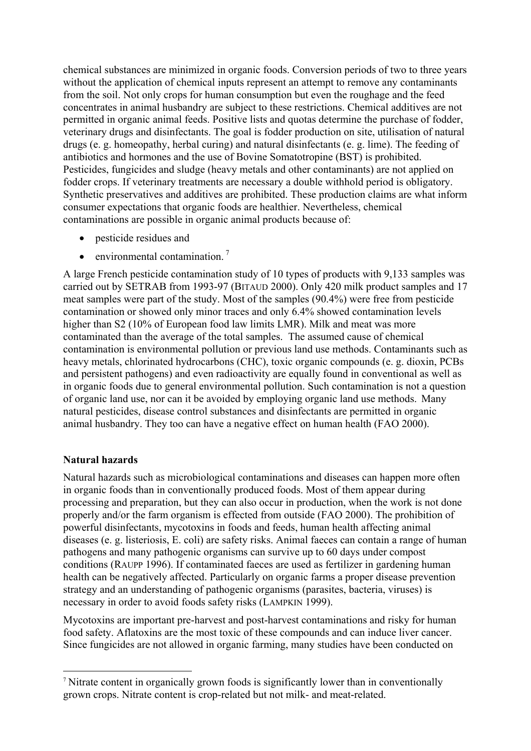chemical substances are minimized in organic foods. Conversion periods of two to three years without the application of chemical inputs represent an attempt to remove any contaminants from the soil. Not only crops for human consumption but even the roughage and the feed concentrates in animal husbandry are subject to these restrictions. Chemical additives are not permitted in organic animal feeds. Positive lists and quotas determine the purchase of fodder, veterinary drugs and disinfectants. The goal is fodder production on site, utilisation of natural drugs (e. g. homeopathy, herbal curing) and natural disinfectants (e. g. lime). The feeding of antibiotics and hormones and the use of Bovine Somatotropine (BST) is prohibited. Pesticides, fungicides and sludge (heavy metals and other contaminants) are not applied on fodder crops. If veterinary treatments are necessary a double withhold period is obligatory. Synthetic preservatives and additives are prohibited. These production claims are what inform consumer expectations that organic foods are healthier. Nevertheless, chemical contaminations are possible in organic animal products because of:

- pesticide residues and
- environmental contamination. [7]

A large French pesticide contamination study of 10 types of products with 9,133 samples was carried out by SETRAB from 1993-97 (BITAUD 2000). Only 420 milk product samples and 17 meat samples were part of the study. Most of the samples (90.4%) were free from pesticide contamination or showed only minor traces and only 6.4% showed contamination levels higher than S2 (10% of European food law limits LMR). Milk and meat was more contaminated than the average of the total samples. The assumed cause of chemical contamination is environmental pollution or previous land use methods. Contaminants such as heavy metals, chlorinated hydrocarbons (CHC), toxic organic compounds (e. g. dioxin, PCBs and persistent pathogens) and even radioactivity are equally found in conventional as well as in organic foods due to general environmental pollution. Such contamination is not a question of organic land use, nor can it be avoided by employing organic land use methods. Many natural pesticides, disease control substances and disinfectants are permitted in organic animal husbandry. They too can have a negative effect on human health (FAO 2000).

**Natural hazards**

Natural hazards such as microbiological contaminations and diseases can happen more often in organic foods than in conventionally produced foods. Most of them appear during processing and preparation, but they can also occur in production, when the work is not done properly and/or the farm organism is effected from outside (FAO 2000). The prohibition of powerful disinfectants, mycotoxins in foods and feeds, human health affecting animal diseases (e. g. listeriosis, E. coli) are safety risks. Animal faeces can contain a range of human pathogens and many pathogenic organisms can survive up to 60 days under compost conditions (RAUPP 1996). If contaminated faeces are used as fertilizer in gardening human health can be negatively affected. Particularly on organic farms a proper disease prevention strategy and an understanding of pathogenic organisms (parasites, bacteria, viruses) is necessary in order to avoid foods safety risks (LAMPKIN 1999).

Mycotoxins are important pre-harvest and post-harvest contaminations and risky for human food safety. Aflatoxins are the most toxic of these compounds and can induce liver cancer. Since fungicides are not allowed in organic farming, many studies have been conducted on

[7] Nitrate content in organically grown foods is significantly lower than in conventionally grown crops. Nitrate content is crop-related but not milk- and meat-related.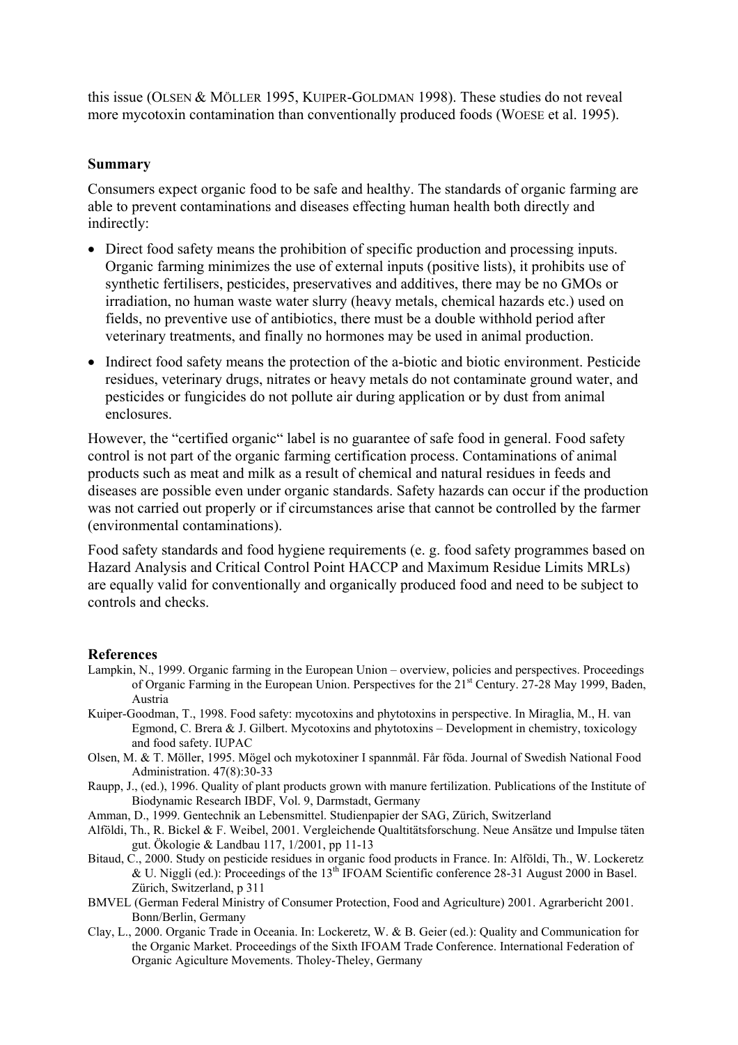this issue (OLSEN & MÖLLER 1995, KUIPER-GOLDMAN 1998). These studies do not reveal more mycotoxin contamination than conventionally produced foods (WOESE et al. 1995).

## Summary

Consumers expect organic food to be safe and healthy. The standards of organic farming are able to prevent contaminations and diseases effecting human health both directly and indirectly:

- Direct food safety means the prohibition of specific production and processing inputs. Organic farming minimizes the use of external inputs (positive lists), it prohibits use of synthetic fertilisers, pesticides, preservatives and additives, there may be no GMOs or irradiation, no human waste water slurry (heavy metals, chemical hazards etc.) used on fields, no preventive use of antibiotics, there must be a double withhold period after veterinary treatments, and finally no hormones may be used in animal production.
- Indirect food safety means the protection of the a-biotic and biotic environment. Pesticide residues, veterinary drugs, nitrates or heavy metals do not contaminate ground water, and pesticides or fungicides do not pollute air during application or by dust from animal enclosures.

However, the "certified organic" label is no guarantee of safe food in general. Food safety control is not part of the organic farming certification process. Contaminations of animal products such as meat and milk as a result of chemical and natural residues in feeds and diseases are possible even under organic standards. Safety hazards can occur if the production was not carried out properly or if circumstances arise that cannot be controlled by the farmer (environmental contaminations).

Food safety standards and food hygiene requirements (e. g. food safety programmes based on Hazard Analysis and Critical Control Point HACCP and Maximum Residue Limits MRLs) are equally valid for conventionally and organically produced food and need to be subject to controls and checks.

## References

Lampkin, N., 1999. Organic farming in the European Union – overview, policies and perspectives. Proceedings of Organic Farming in the European Union. Perspectives for the 21st Century. 27-28 May 1999, Baden, Austria

Kuiper-Goodman, T., 1998. Food safety: mycotoxins and phytotoxins in perspective. In Miraglia, M., H. van Egmond, C. Brera & J. Gilbert. Mycotoxins and phytotoxins – Development in chemistry, toxicology and food safety. IUPAC

Olsen, M. & T. Möller, 1995. Mögel och mykotoxiner I spannmål. Får föda. Journal of Swedish National Food Administration. 47(8):30-33

Raupp, J., (ed.), 1996. Quality of plant products grown with manure fertilization. Publications of the Institute of Biodynamic Research IBDF, Vol. 9, Darmstadt, Germany

Amman, D., 1999. Gentechnik an Lebensmittel. Studienpapier der SAG, Zürich, Switzerland

Alföldi, Th., R. Bickel & F. Weibel, 2001. Vergleichende Qualtitätsforschung. Neue Ansätze und Impulse täten gut. Ökologie & Landbau 117, 1/2001, pp 11-13

Bitaud, C., 2000. Study on pesticide residues in organic food products in France. In: Alföldi, Th., W. Lockeretz & U. Niggli (ed.): Proceedings of the 13th IFOAM Scientific conference 28-31 August 2000 in Basel. Zürich, Switzerland, p 311

BMVEL (German Federal Ministry of Consumer Protection, Food and Agriculture) 2001. Agrarbericht 2001. Bonn/Berlin, Germany

Clay, L., 2000. Organic Trade in Oceania. In: Lockeretz, W. & B. Geier (ed.): Quality and Communication for the Organic Market. Proceedings of the Sixth IFOAM Trade Conference. International Federation of Organic Agiculture Movements. Tholey-Theley, Germany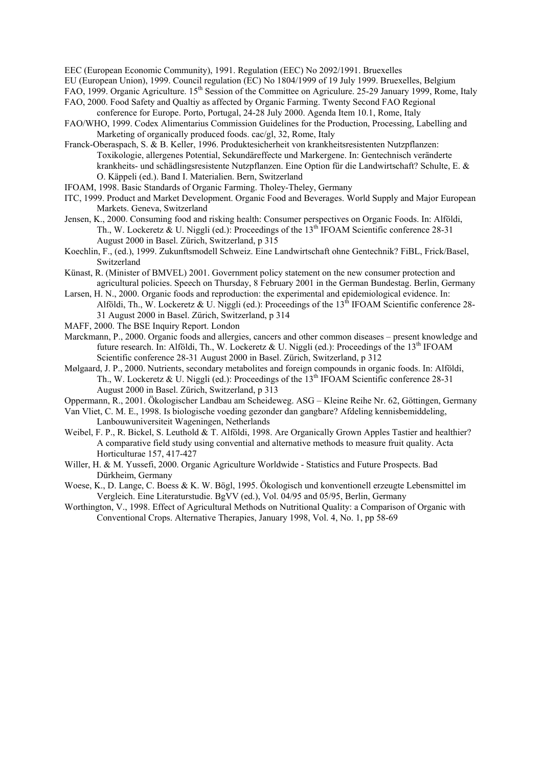EEC (European Economic Community), 1991. Regulation (EEC) No 2092/1991. Bruexelles

EU (European Union), 1999. Council regulation (EC) No 1804/1999 of 19 July 1999. Bruexelles, Belgium

FAO, 1999. Organic Agriculture. 15th Session of the Committee on Agriculure. 25-29 January 1999, Rome, Italy

FAO, 2000. Food Safety and Qualtiy as affected by Organic Farming. Twenty Second FAO Regional conference for Europe. Porto, Portugal, 24-28 July 2000. Agenda Item 10.1, Rome, Italy

FAO/WHO, 1999. Codex Alimentarius Commission Guidelines for the Production, Processing, Labelling and Marketing of organically produced foods. cac/gl, 32, Rome, Italy

Franck-Oberaspach, S. & B. Keller, 1996. Produktesicherheit von krankheitsresistenten Nutzpflanzen: Toxikologie, allergenes Potential, Sekundäreffecte und Markergene. In: Gentechnisch veränderte krankheits- und schädlingsresistente Nutzpflanzen. Eine Option für die Landwirtschaft? Schulte, E. & O. Käppeli (ed.). Band I. Materialien. Bern, Switzerland

IFOAM, 1998. Basic Standards of Organic Farming. Tholey-Theley, Germany

ITC, 1999. Product and Market Development. Organic Food and Beverages. World Supply and Major European Markets. Geneva, Switzerland

Jensen, K., 2000. Consuming food and risking health: Consumer perspectives on Organic Foods. In: Alföldi, Th., W. Lockeretz & U. Niggli (ed.): Proceedings of the 13th IFOAM Scientific conference 28-31 August 2000 in Basel. Zürich, Switzerland, p 315

Koechlin, F., (ed.), 1999. Zukunftsmodell Schweiz. Eine Landwirtschaft ohne Gentechnik? FiBL, Frick/Basel, Switzerland

Künast, R. (Minister of BMVEL) 2001. Government policy statement on the new consumer protection and agricultural policies. Speech on Thursday, 8 February 2001 in the German Bundestag. Berlin, Germany

Larsen, H. N., 2000. Organic foods and reproduction: the experimental and epidemiological evidence. In: Alföldi, Th., W. Lockeretz & U. Niggli (ed.): Proceedings of the 13th IFOAM Scientific conference 28-31 August 2000 in Basel. Zürich, Switzerland, p 314

MAFF, 2000. The BSE Inquiry Report. London

Marckmann, P., 2000. Organic foods and allergies, cancers and other common diseases – present knowledge and future research. In: Alföldi, Th., W. Lockeretz & U. Niggli (ed.): Proceedings of the 13th IFOAM Scientific conference 28-31 August 2000 in Basel. Zürich, Switzerland, p 312

Mølgaard, J. P., 2000. Nutrients, secondary metabolites and foreign compounds in organic foods. In: Alföldi, Th., W. Lockeretz & U. Niggli (ed.): Proceedings of the 13th IFOAM Scientific conference 28-31 August 2000 in Basel. Zürich, Switzerland, p 313

Oppermann, R., 2001. Ökologischer Landbau am Scheideweg. ASG – Kleine Reihe Nr. 62, Göttingen, Germany

Van Vliet, C. M. E., 1998. Is biologische voeding gezonder dan gangbare? Afdeling kennisbemiddeling, Lanbouwuniversiteit Wageningen, Netherlands

Weibel, F. P., R. Bickel, S. Leuthold & T. Alföldi, 1998. Are Organically Grown Apples Tastier and healthier? A comparative field study using convential and alternative methods to measure fruit quality. Acta Horticulturae 157, 417-427

Willer, H. & M. Yussefi, 2000. Organic Agriculture Worldwide - Statistics and Future Prospects. Bad Dürkheim, Germany

Woese, K., D. Lange, C. Boess & K. W. Bögl, 1995. Ökologisch und konventionell erzeugte Lebensmittel im Vergleich. Eine Literaturstudie. BgVV (ed.), Vol. 04/95 and 05/95, Berlin, Germany

Worthington, V., 1998. Effect of Agricultural Methods on Nutritional Quality: a Comparison of Organic with Conventional Crops. Alternative Therapies, January 1998, Vol. 4, No. 1, pp 58-69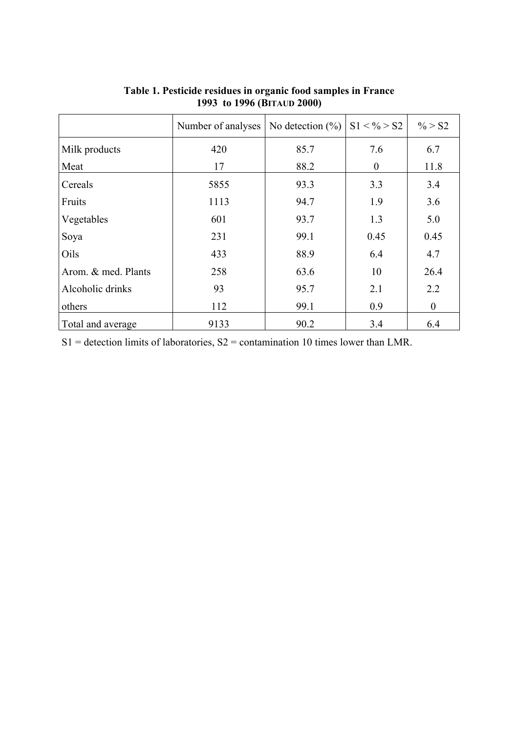**Table 1. Pesticide residues in organic food samples in France 1993 to 1996 (BITAUD 2000)**

| | Number of analyses | No detection (%) | S1 < % > S2 | % > S2 |
|---|---|---|---|---|
| Milk products | 420 | 85.7 | 7.6 | 6.7 |
| Meat | 17 | 88.2 | 0 | 11.8 |
| Cereals | 5855 | 93.3 | 3.3 | 3.4 |
| Fruits | 1113 | 94.7 | 1.9 | 3.6 |
| Vegetables | 601 | 93.7 | 1.3 | 5.0 |
| Soya | 231 | 99.1 | 0.45 | 0.45 |
| Oils | 433 | 88.9 | 6.4 | 4.7 |
| Arom. & med. Plants | 258 | 63.6 | 10 | 26.4 |
| Alcoholic drinks | 93 | 95.7 | 2.1 | 2.2 |
| others | 112 | 99.1 | 0.9 | 0 |
| Total and average | 9133 | 90.2 | 3.4 | 6.4 |

S1 = detection limits of laboratories, S2 = contamination 10 times lower than LMR.